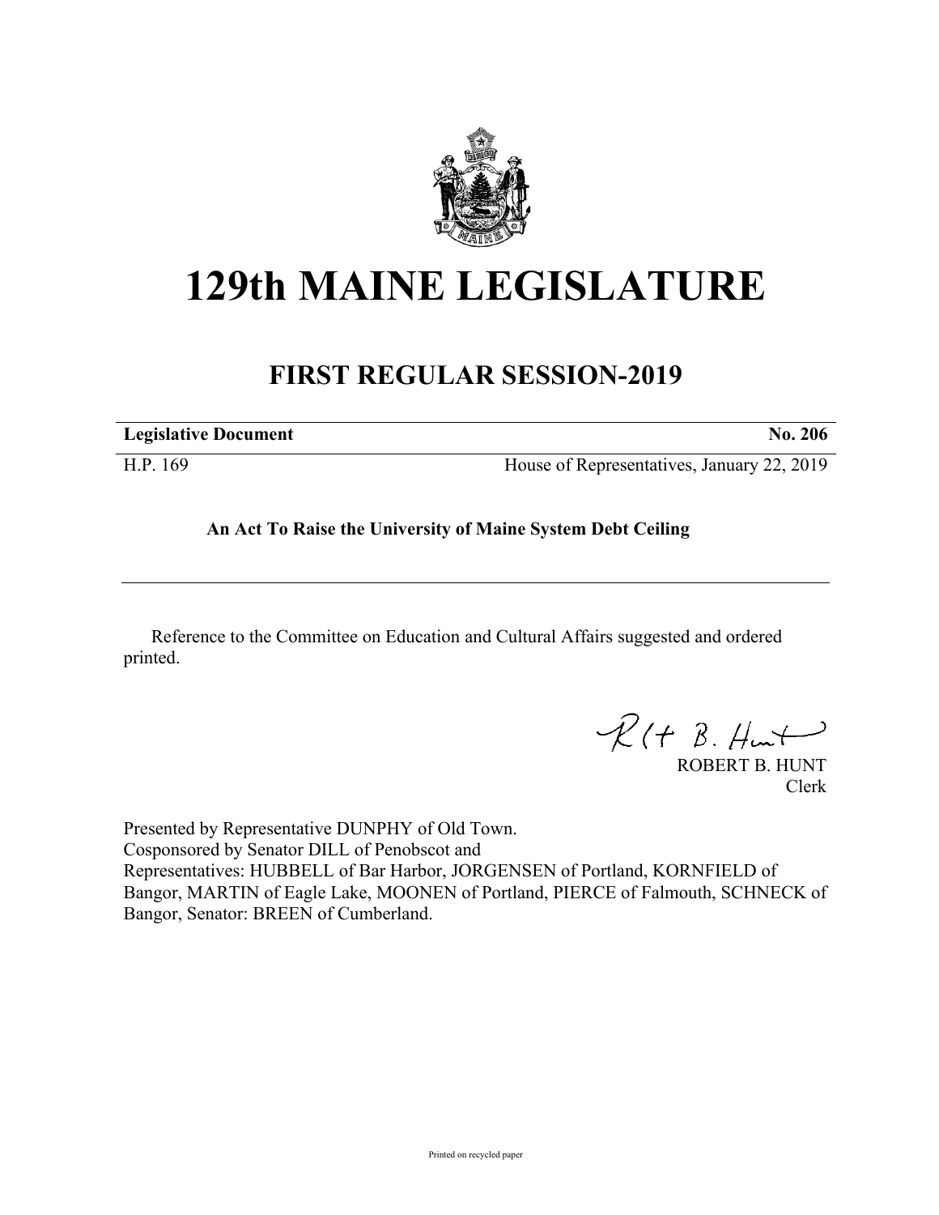# 129th MAINE LEGISLATURE

## FIRST REGULAR SESSION-2019

| **Legislative Document** | **No. 206** |
|---|---|
| H.P. 169 | House of Representatives, January 22, 2019 |

**An Act To Raise the University of Maine System Debt Ceiling**

Reference to the Committee on Education and Cultural Affairs suggested and ordered printed.

ROBERT B. HUNT
Clerk

Presented by Representative DUNPHY of Old Town.
Cosponsored by Senator DILL of Penobscot and
Representatives: HUBBELL of Bar Harbor, JORGENSEN of Portland, KORNFIELD of Bangor, MARTIN of Eagle Lake, MOONEN of Portland, PIERCE of Falmouth, SCHNECK of Bangor, Senator: BREEN of Cumberland.

Printed on recycled paper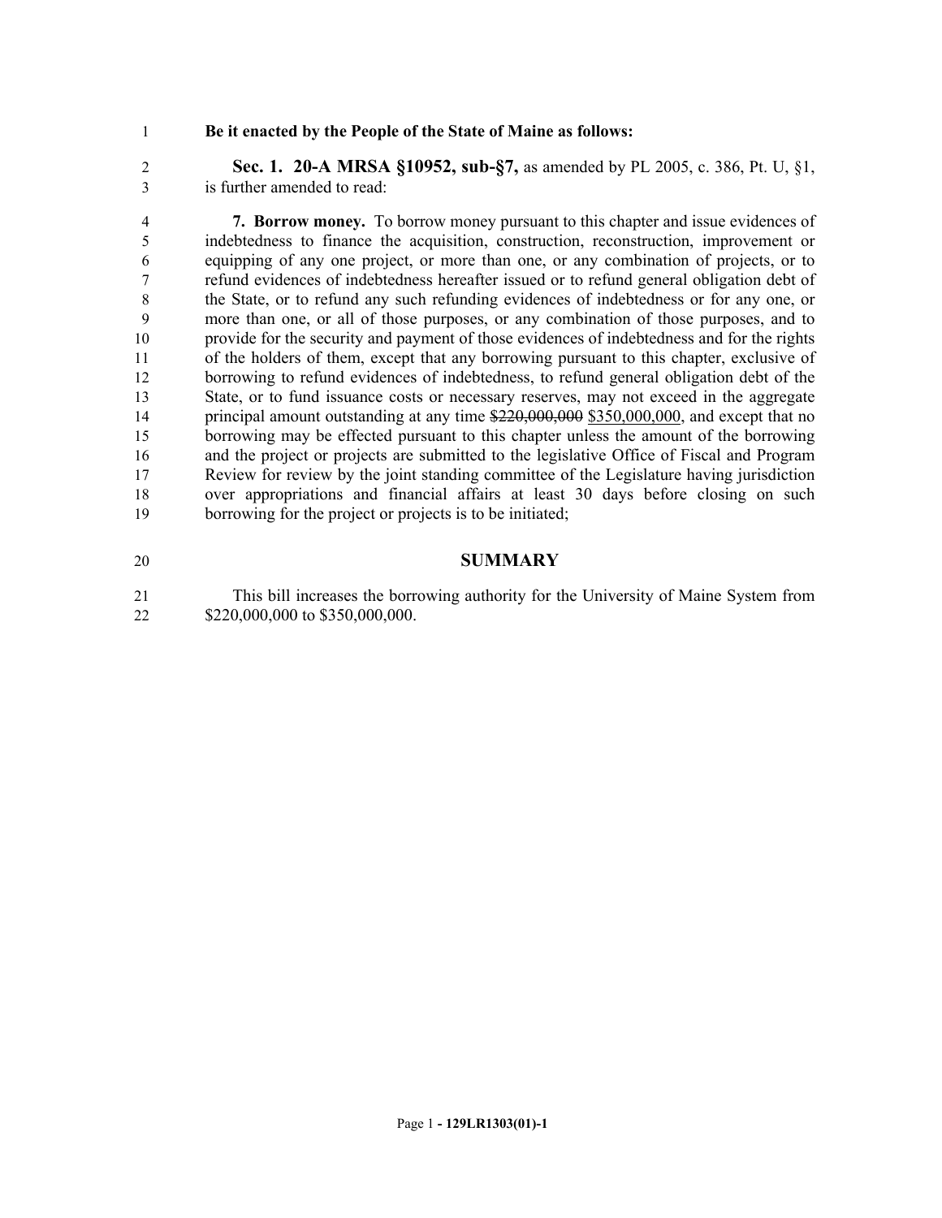**Be it enacted by the People of the State of Maine as follows:**

**Sec. 1. 20-A MRSA §10952, sub-§7,** as amended by PL 2005, c. 386, Pt. U, §1, is further amended to read:

**7. Borrow money.** To borrow money pursuant to this chapter and issue evidences of indebtedness to finance the acquisition, construction, reconstruction, improvement or equipping of any one project, or more than one, or any combination of projects, or to refund evidences of indebtedness hereafter issued or to refund general obligation debt of the State, or to refund any such refunding evidences of indebtedness or for any one, or more than one, or all of those purposes, or any combination of those purposes, and to provide for the security and payment of those evidences of indebtedness and for the rights of the holders of them, except that any borrowing pursuant to this chapter, exclusive of borrowing to refund evidences of indebtedness, to refund general obligation debt of the State, or to fund issuance costs or necessary reserves, may not exceed in the aggregate principal amount outstanding at any time ~~$220,000,000~~ <u>$350,000,000</u>, and except that no borrowing may be effected pursuant to this chapter unless the amount of the borrowing and the project or projects are submitted to the legislative Office of Fiscal and Program Review for review by the joint standing committee of the Legislature having jurisdiction over appropriations and financial affairs at least 30 days before closing on such borrowing for the project or projects is to be initiated;

## SUMMARY

This bill increases the borrowing authority for the University of Maine System from $220,000,000 to $350,000,000.